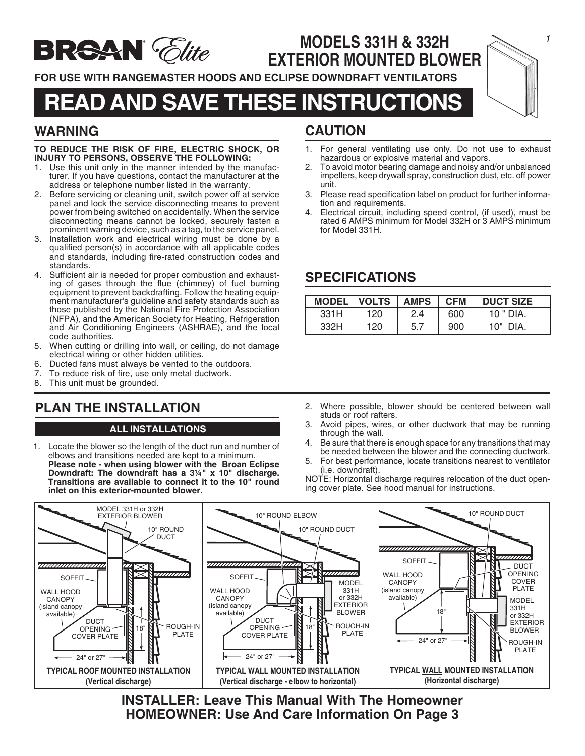# BROAN Elite

## MODELS 331H & 332H EXTERIOR MOUNTED BLOWER

**FOR USE WITH RANGEMASTER HOODS AND ECLIPSE DOWNDRAFT VENTILATORS**

# READ AND SAVE THESE INSTRUCTIONS

## WARNING

**TO REDUCE THE RISK OF FIRE, ELECTRIC SHOCK, OR INJURY TO PERSONS, OBSERVE THE FOLLOWING:**

1. Use this unit only in the manner intended by the manufacturer. If you have questions, contact the manufacturer at the address or telephone number listed in the warranty.
2. Before servicing or cleaning unit, switch power off at service panel and lock the service disconnecting means to prevent power from being switched on accidentally. When the service disconnecting means cannot be locked, securely fasten a prominent warning device, such as a tag, to the service panel.
3. Installation work and electrical wiring must be done by a qualified person(s) in accordance with all applicable codes and standards, including fire-rated construction codes and standards.
4. Sufficient air is needed for proper combustion and exhausting of gases through the flue (chimney) of fuel burning equipment to prevent backdrafting. Follow the heating equipment manufacturer's guideline and safety standards such as those published by the National Fire Protection Association (NFPA), and the American Society for Heating, Refrigeration and Air Conditioning Engineers (ASHRAE), and the local code authorities.
5. When cutting or drilling into wall, or ceiling, do not damage electrical wiring or other hidden utilities.
6. Ducted fans must always be vented to the outdoors.
7. To reduce risk of fire, use only metal ductwork.
8. This unit must be grounded.

## CAUTION

1. For general ventilating use only. Do not use to exhaust hazardous or explosive material and vapors.
2. To avoid motor bearing damage and noisy and/or unbalanced impellers, keep drywall spray, construction dust, etc. off power unit.
3. Please read specification label on product for further information and requirements.
4. Electrical circuit, including speed control, (if used), must be rated 6 AMPS minimum for Model 332H or 3 AMPS minimum for Model 331H.

## SPECIFICATIONS

| MODEL | VOLTS | AMPS | CFM | DUCT SIZE |
|---|---|---|---|---|
| 331H | 120 | 2.4 | 600 | 10 " DIA. |
| 332H | 120 | 5.7 | 900 | 10" DIA. |

## PLAN THE INSTALLATION

### ALL INSTALLATIONS

1. Locate the blower so the length of the duct run and number of elbows and transitions needed are kept to a minimum. **Please note - when using blower with the Broan Eclipse Downdraft: The downdraft has a 3¼" x 10" discharge. Transitions are available to connect it to the 10" round inlet on this exterior-mounted blower.**
2. Where possible, blower should be centered between wall studs or roof rafters.
3. Avoid pipes, wires, or other ductwork that may be running through the wall.
4. Be sure that there is enough space for any transitions that may be needed between the blower and the connecting ductwork.
5. For best performance, locate transitions nearest to ventilator (i.e. downdraft).

NOTE: Horizontal discharge requires relocation of the duct opening cover plate. See hood manual for instructions.

MODEL 331H or 332H EXTERIOR BLOWER · 10" ROUND DUCT · SOFFIT · WALL HOOD CANOPY (island canopy available) · DUCT OPENING COVER PLATE · 18" · ROUGH-IN PLATE · 24" or 27"

**TYPICAL ROOF MOUNTED INSTALLATION (Vertical discharge)**

10" ROUND ELBOW · 10" ROUND DUCT · SOFFIT · WALL HOOD CANOPY (island canopy available) · MODEL 331H or 332H EXTERIOR BLOWER · DUCT OPENING COVER PLATE · 18" · ROUGH-IN PLATE · 24" or 27"

**TYPICAL WALL MOUNTED INSTALLATION (Vertical discharge - elbow to horizontal)**

10" ROUND DUCT · SOFFIT · WALL HOOD CANOPY (island canopy available) · DUCT OPENING COVER PLATE · MODEL 331H or 332H EXTERIOR BLOWER · 18" · 24" or 27" · ROUGH-IN PLATE

**TYPICAL WALL MOUNTED INSTALLATION (Horizontal discharge)**

**INSTALLER: Leave This Manual With The Homeowner**
**HOMEOWNER: Use And Care Information On Page 3**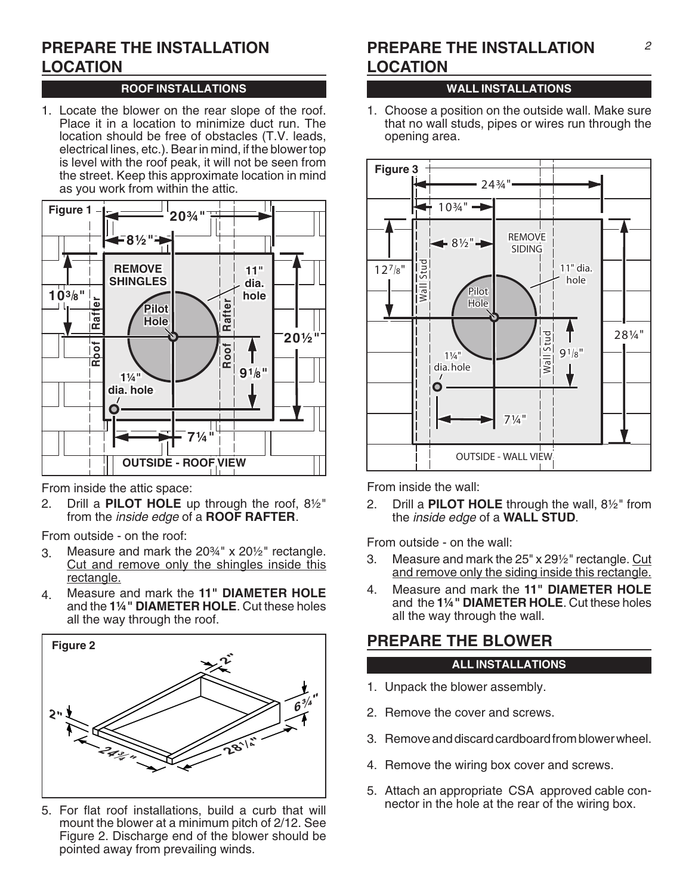## PREPARE THE INSTALLATION LOCATION

### ROOF INSTALLATIONS

1. Locate the blower on the rear slope of the roof. Place it in a location to minimize duct run. The location should be free of obstacles (T.V. leads, electrical lines, etc.). Bear in mind, if the blower top is level with the roof peak, it will not be seen from the street. Keep this approximate location in mind as you work from within the attic.

Figure 1

From inside the attic space:

2. Drill a **PILOT HOLE** up through the roof, 8½" from the *inside edge* of a **ROOF RAFTER**.

From outside - on the roof:

3. Measure and mark the 20¾" x 20½" rectangle. Cut and remove only the shingles inside this rectangle.
4. Measure and mark the **11" DIAMETER HOLE** and the **1¼" DIAMETER HOLE**. Cut these holes all the way through the roof.

Figure 2

5. For flat roof installations, build a curb that will mount the blower at a minimum pitch of 2/12. See Figure 2. Discharge end of the blower should be pointed away from prevailing winds.

## PREPARE THE INSTALLATION LOCATION

### WALL INSTALLATIONS

1. Choose a position on the outside wall. Make sure that no wall studs, pipes or wires run through the opening area.

Figure 3

From inside the wall:

2. Drill a **PILOT HOLE** through the wall, 8½" from the *inside edge* of a **WALL STUD**.

From outside - on the wall:

3. Measure and mark the 25" x 29½" rectangle. Cut and remove only the siding inside this rectangle.
4. Measure and mark the **11" DIAMETER HOLE** and the **1¼" DIAMETER HOLE**. Cut these holes all the way through the wall.

## PREPARE THE BLOWER

### ALL INSTALLATIONS

1. Unpack the blower assembly.
2. Remove the cover and screws.
3. Remove and discard cardboard from blower wheel.
4. Remove the wiring box cover and screws.
5. Attach an appropriate CSA approved cable connector in the hole at the rear of the wiring box.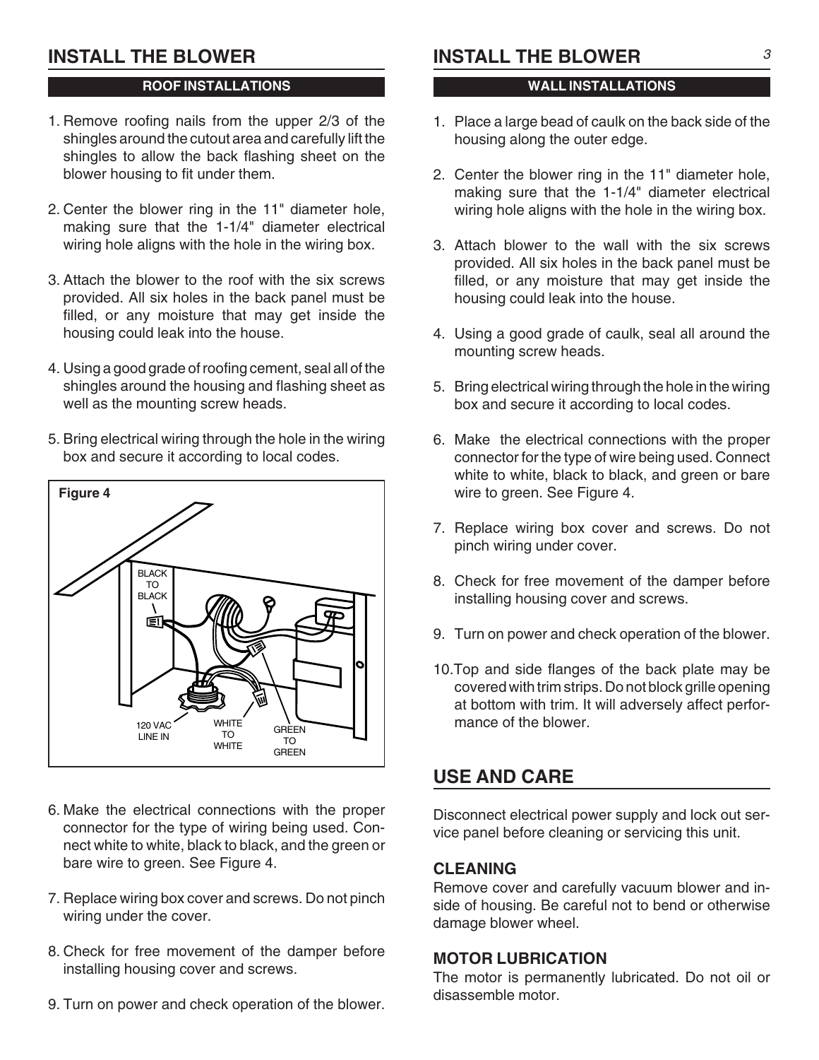## INSTALL THE BLOWER

### ROOF INSTALLATIONS

1. Remove roofing nails from the upper 2/3 of the shingles around the cutout area and carefully lift the shingles to allow the back flashing sheet on the blower housing to fit under them.

2. Center the blower ring in the 11" diameter hole, making sure that the 1-1/4" diameter electrical wiring hole aligns with the hole in the wiring box.

3. Attach the blower to the roof with the six screws provided. All six holes in the back panel must be filled, or any moisture that may get inside the housing could leak into the house.

4. Using a good grade of roofing cement, seal all of the shingles around the housing and flashing sheet as well as the mounting screw heads.

5. Bring electrical wiring through the hole in the wiring box and secure it according to local codes.

**Figure 4**

BLACK TO BLACK

120 VAC LINE IN

WHITE TO WHITE

GREEN TO GREEN

6. Make the electrical connections with the proper connector for the type of wiring being used. Connect white to white, black to black, and the green or bare wire to green. See Figure 4.

7. Replace wiring box cover and screws. Do not pinch wiring under the cover.

8. Check for free movement of the damper before installing housing cover and screws.

9. Turn on power and check operation of the blower.

## INSTALL THE BLOWER

### WALL INSTALLATIONS

1. Place a large bead of caulk on the back side of the housing along the outer edge.

2. Center the blower ring in the 11" diameter hole, making sure that the 1-1/4" diameter electrical wiring hole aligns with the hole in the wiring box.

3. Attach blower to the wall with the six screws provided. All six holes in the back panel must be filled, or any moisture that may get inside the housing could leak into the house.

4. Using a good grade of caulk, seal all around the mounting screw heads.

5. Bring electrical wiring through the hole in the wiring box and secure it according to local codes.

6. Make the electrical connections with the proper connector for the type of wire being used. Connect white to white, black to black, and green or bare wire to green. See Figure 4.

7. Replace wiring box cover and screws. Do not pinch wiring under cover.

8. Check for free movement of the damper before installing housing cover and screws.

9. Turn on power and check operation of the blower.

10. Top and side flanges of the back plate may be covered with trim strips. Do not block grille opening at bottom with trim. It will adversely affect performance of the blower.

## USE AND CARE

Disconnect electrical power supply and lock out service panel before cleaning or servicing this unit.

### CLEANING

Remove cover and carefully vacuum blower and inside of housing. Be careful not to bend or otherwise damage blower wheel.

### MOTOR LUBRICATION

The motor is permanently lubricated. Do not oil or disassemble motor.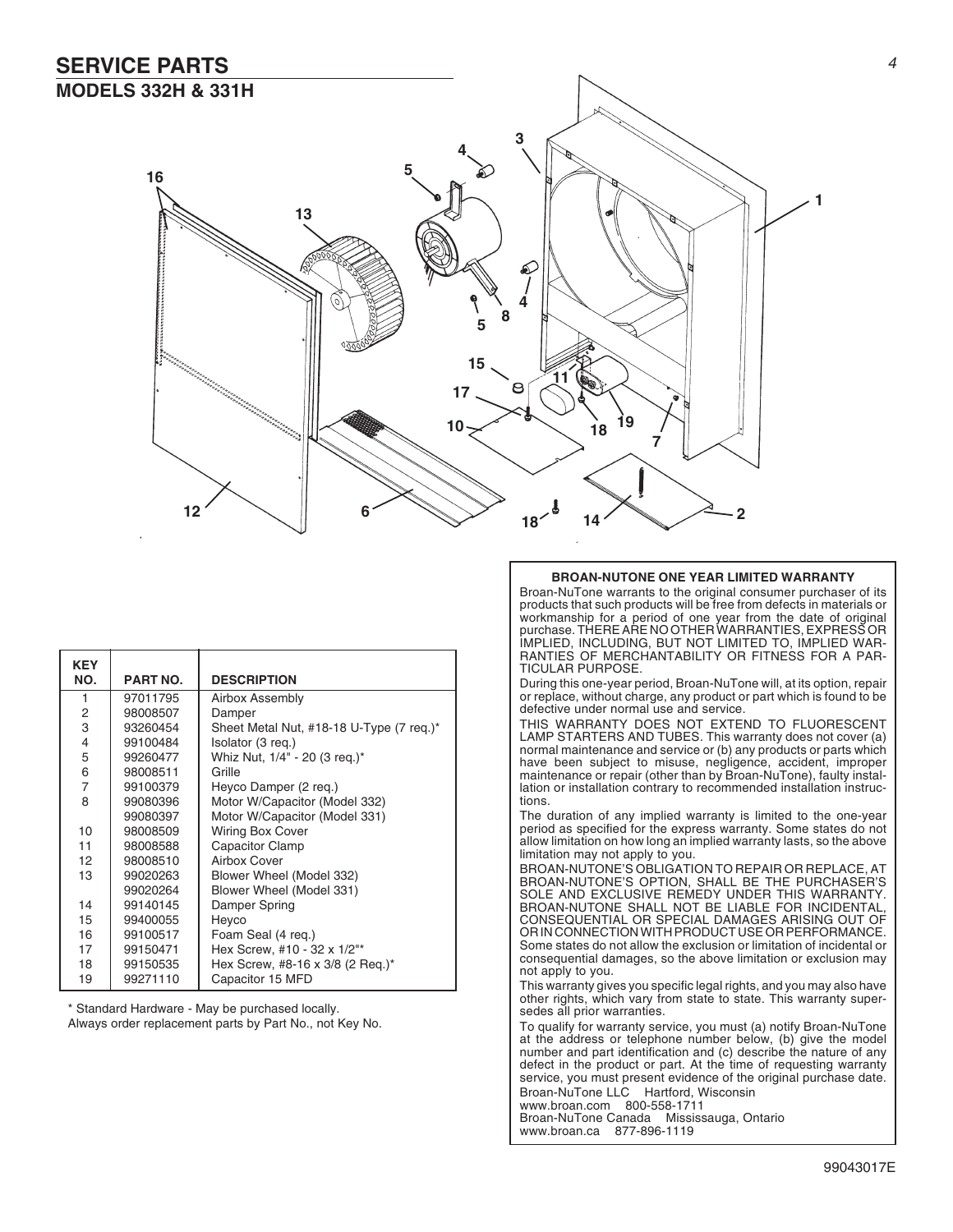# SERVICE PARTS

## MODELS 332H & 331H

| KEY NO. | PART NO. | DESCRIPTION |
|---|---|---|
| 1 | 97011795 | Airbox Assembly |
| 2 | 98008507 | Damper |
| 3 | 93260454 | Sheet Metal Nut, #18-18 U-Type (7 req.)* |
| 4 | 99100484 | Isolator (3 req.) |
| 5 | 99260477 | Whiz Nut, 1/4" - 20 (3 req.)* |
| 6 | 98008511 | Grille |
| 7 | 99100379 | Heyco Damper (2 req.) |
| 8 | 99080396 | Motor W/Capacitor (Model 332) |
| | 99080397 | Motor W/Capacitor (Model 331) |
| 10 | 98008509 | Wiring Box Cover |
| 11 | 98008588 | Capacitor Clamp |
| 12 | 98008510 | Airbox Cover |
| 13 | 99020263 | Blower Wheel (Model 332) |
| | 99020264 | Blower Wheel (Model 331) |
| 14 | 99140145 | Damper Spring |
| 15 | 99400055 | Heyco |
| 16 | 99100517 | Foam Seal (4 req.) |
| 17 | 99150471 | Hex Screw, #10 - 32 x 1/2"* |
| 18 | 99150535 | Hex Screw, #8-16 x 3/8 (2 Req.)* |
| 19 | 99271110 | Capacitor 15 MFD |

* Standard Hardware - May be purchased locally.
Always order replacement parts by Part No., not Key No.

**BROAN-NUTONE ONE YEAR LIMITED WARRANTY**

Broan-NuTone warrants to the original consumer purchaser of its products that such products will be free from defects in materials or workmanship for a period of one year from the date of original purchase. THERE ARE NO OTHER WARRANTIES, EXPRESS OR IMPLIED, INCLUDING, BUT NOT LIMITED TO, IMPLIED WARRANTIES OF MERCHANTABILITY OR FITNESS FOR A PARTICULAR PURPOSE.

During this one-year period, Broan-NuTone will, at its option, repair or replace, without charge, any product or part which is found to be defective under normal use and service.

THIS WARRANTY DOES NOT EXTEND TO FLUORESCENT LAMP STARTERS AND TUBES. This warranty does not cover (a) normal maintenance and service or (b) any products or parts which have been subject to misuse, negligence, accident, improper maintenance or repair (other than by Broan-NuTone), faulty installation or installation contrary to recommended installation instructions.

The duration of any implied warranty is limited to the one-year period as specified for the express warranty. Some states do not allow limitation on how long an implied warranty lasts, so the above limitation may not apply to you.

BROAN-NUTONE'S OBLIGATION TO REPAIR OR REPLACE, AT BROAN-NUTONE'S OPTION, SHALL BE THE PURCHASER'S SOLE AND EXCLUSIVE REMEDY UNDER THIS WARRANTY. BROAN-NUTONE SHALL NOT BE LIABLE FOR INCIDENTAL, CONSEQUENTIAL OR SPECIAL DAMAGES ARISING OUT OF OR IN CONNECTION WITH PRODUCT USE OR PERFORMANCE. Some states do not allow the exclusion or limitation of incidental or consequential damages, so the above limitation or exclusion may not apply to you.

This warranty gives you specific legal rights, and you may also have other rights, which vary from state to state. This warranty supersedes all prior warranties.

To qualify for warranty service, you must (a) notify Broan-NuTone at the address or telephone number below, (b) give the model number and part identification and (c) describe the nature of any defect in the product or part. At the time of requesting warranty service, you must present evidence of the original purchase date.

Broan-NuTone LLC Hartford, Wisconsin
www.broan.com 800-558-1711
Broan-NuTone Canada Mississauga, Ontario
www.broan.ca 877-896-1119

99043017E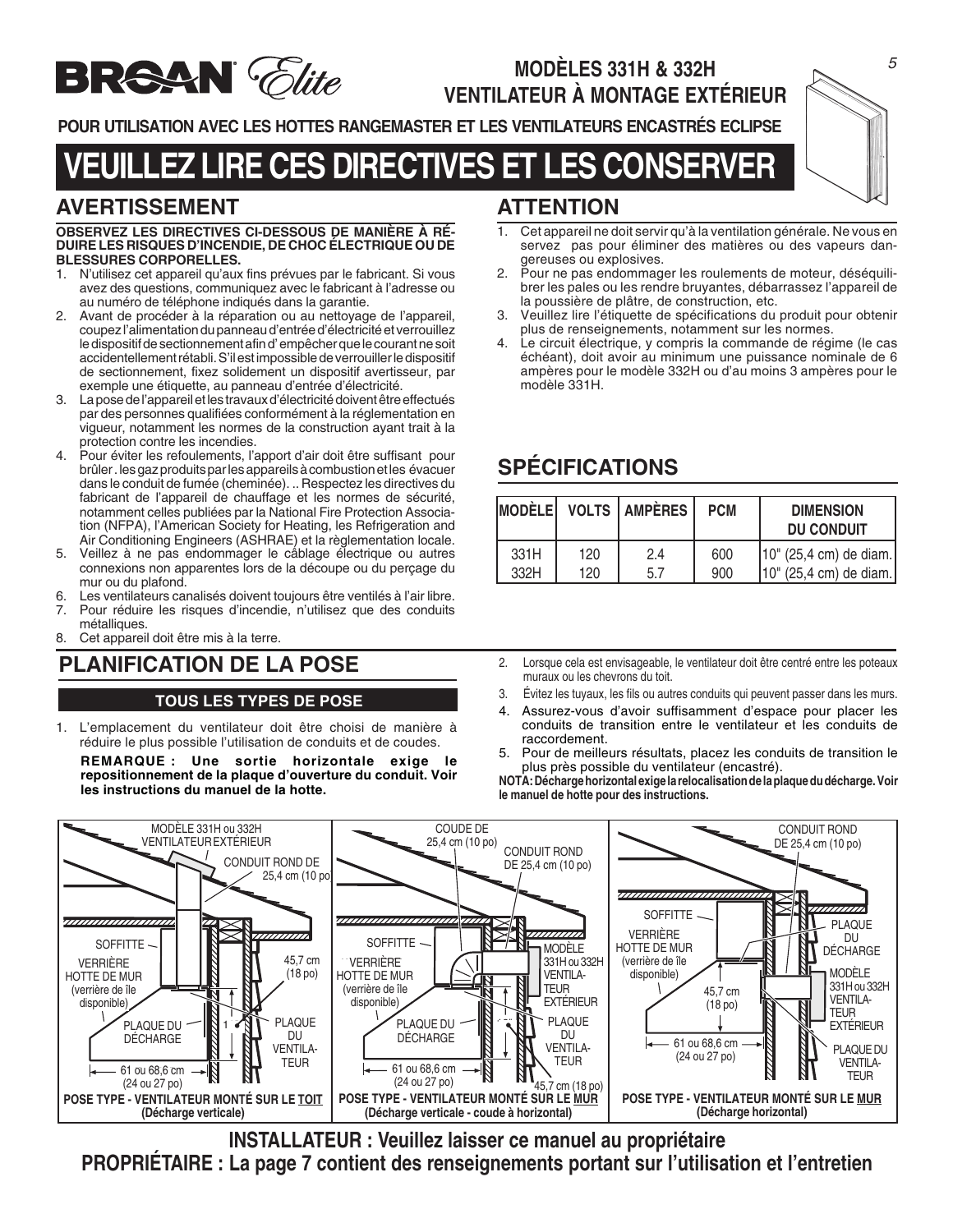# MODÈLES 331H & 332H
## VENTILATEUR À MONTAGE EXTÉRIEUR

**POUR UTILISATION AVEC LES HOTTES RANGEMASTER ET LES VENTILATEURS ENCASTRÉS ECLIPSE**

# VEUILLEZ LIRE CES DIRECTIVES ET LES CONSERVER

## AVERTISSEMENT

**OBSERVEZ LES DIRECTIVES CI-DESSOUS DE MANIÈRE À RÉDUIRE LES RISQUES D'INCENDIE, DE CHOC ÉLECTRIQUE OU DE BLESSURES CORPORELLES.**

1. N'utilisez cet appareil qu'aux fins prévues par le fabricant. Si vous avez des questions, communiquez avec le fabricant à l'adresse ou au numéro de téléphone indiqués dans la garantie.
2. Avant de procéder à la réparation ou au nettoyage de l'appareil, coupez l'alimentation du panneau d'entrée d'électricité et verrouillez le dispositif de sectionnement afin d' empêcher que le courant ne soit accidentellement rétabli. S'il est impossible de verrouiller le dispositif de sectionnement, fixez solidement un dispositif avertisseur, par exemple une étiquette, au panneau d'entrée d'électricité.
3. La pose de l'appareil et les travaux d'électricité doivent être effectués par des personnes qualifiées conformément à la réglementation en vigueur, notamment les normes de la construction ayant trait à la protection contre les incendies.
4. Pour éviter les refoulements, l'apport d'air doit être suffisant pour brûler . les gaz produits par les appareils à combustion et les évacuer dans le conduit de fumée (cheminée). .. Respectez les directives du fabricant de l'appareil de chauffage et les normes de sécurité, notamment celles publiées par la National Fire Protection Association (NFPA), l'American Society for Heating, les Refrigeration and Air Conditioning Engineers (ASHRAE) et la règlementation locale.
5. Veillez à ne pas endommager le câblage électrique ou autres connexions non apparentes lors de la découpe ou du perçage du mur ou du plafond.
6. Les ventilateurs canalisés doivent toujours être ventilés à l'air libre.
7. Pour réduire les risques d'incendie, n'utilisez que des conduits métalliques.
8. Cet appareil doit être mis à la terre.

## ATTENTION

1. Cet appareil ne doit servir qu'à la ventilation générale. Ne vous en servez pas pour éliminer des matières ou des vapeurs dangereuses ou explosives.
2. Pour ne pas endommager les roulements de moteur, déséquilibrer les pales ou les rendre bruyantes, débarrassez l'appareil de la poussière de plâtre, de construction, etc.
3. Veuillez lire l'étiquette de spécifications du produit pour obtenir plus de renseignements, notamment sur les normes.
4. Le circuit électrique, y compris la commande de régime (le cas échéant), doit avoir au minimum une puissance nominale de 6 ampères pour le modèle 332H ou d'au moins 3 ampères pour le modèle 331H.

## SPÉCIFICATIONS

| MODÈLE | VOLTS | AMPÈRES | PCM | DIMENSION DU CONDUIT |
|---|---|---|---|---|
| 331H | 120 | 2.4 | 600 | 10" (25,4 cm) de diam. |
| 332H | 120 | 5.7 | 900 | 10" (25,4 cm) de diam. |

## PLANIFICATION DE LA POSE

### TOUS LES TYPES DE POSE

1. L'emplacement du ventilateur doit être choisi de manière à réduire le plus possible l'utilisation de conduits et de coudes.

   **REMARQUE : Une sortie horizontale exige le repositionnement de la plaque d'ouverture du conduit. Voir les instructions du manuel de la hotte.**

2. Lorsque cela est envisageable, le ventilateur doit être centré entre les poteaux muraux ou les chevrons du toit.
3. Évitez les tuyaux, les fils ou autres conduits qui peuvent passer dans les murs.
4. Assurez-vous d'avoir suffisamment d'espace pour placer les conduits de transition entre le ventilateur et les conduits de raccordement.
5. Pour de meilleurs résultats, placez les conduits de transition le plus près possible du ventilateur (encastré).

**NOTA: Décharge horizontal exige la relocalisation de la plaque du décharge. Voir le manuel de hotte pour des instructions.**

MODÈLE 331H ou 332H VENTILATEUR EXTÉRIEUR — CONDUIT ROND DE 25,4 cm (10 po) — SOFFITTE — VERRIÈRE HOTTE DE MUR (verrière de île disponible) — PLAQUE DU DÉCHARGE — PLAQUE DU VENTILATEUR — 45,7 cm (18 po) — 61 ou 68,6 cm (24 ou 27 po)

**POSE TYPE - VENTILATEUR MONTÉ SUR LE TOIT (Décharge verticale)**

COUDE DE 25,4 cm (10 po) — CONDUIT ROND DE 25,4 cm (10 po) — SOFFITTE — VERRIÈRE HOTTE DE MUR (verrière de île disponible) — MODÈLE 331H ou 332H VENTILATEUR EXTÉRIEUR — PLAQUE DU DÉCHARGE — PLAQUE DU VENTILATEUR — 61 ou 68,6 cm (24 ou 27 po) — 45,7 cm (18 po)

**POSE TYPE - VENTILATEUR MONTÉ SUR LE MUR (Décharge verticale - coude à horizontal)**

CONDUIT ROND DE 25,4 cm (10 po) — SOFFITTE — VERRIÈRE HOTTE DE MUR (verrière de île disponible) — PLAQUE DU DÉCHARGE — MODÈLE 331H ou 332H VENTILATEUR EXTÉRIEUR — 45,7 cm (18 po) — 61 ou 68,6 cm (24 ou 27 po) — PLAQUE DU VENTILATEUR

**POSE TYPE - VENTILATEUR MONTÉ SUR LE MUR (Décharge horizontal)**

**INSTALLATEUR : Veuillez laisser ce manuel au propriétaire**

**PROPRIÉTAIRE : La page 7 contient des renseignements portant sur l'utilisation et l'entretien**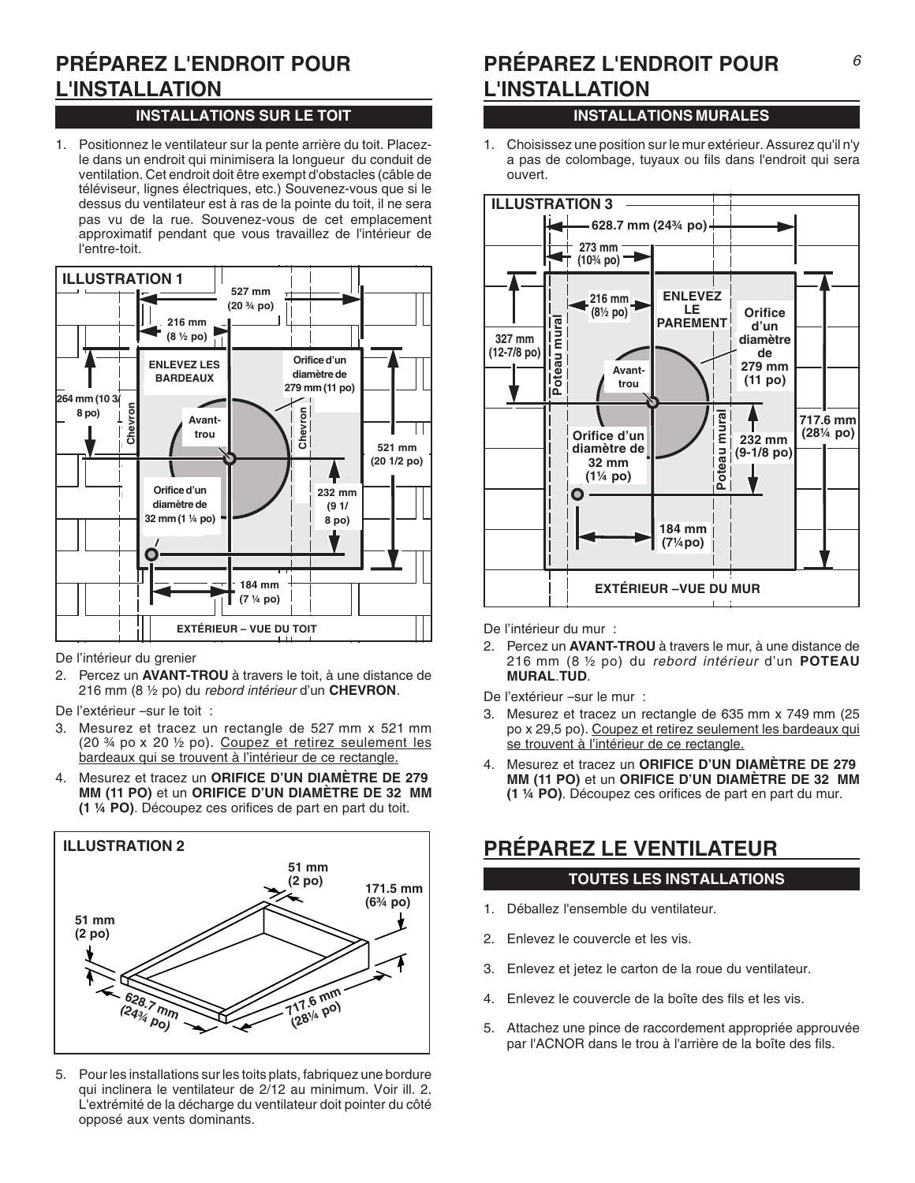# PRÉPAREZ L'ENDROIT POUR L'INSTALLATION

## INSTALLATIONS SUR LE TOIT

1. Positionnez le ventilateur sur la pente arrière du toit. Placez-le dans un endroit qui minimisera la longueur du conduit de ventilation. Cet endroit doit être exempt d'obstacles (câble de téléviseur, lignes électriques, etc.) Souvenez-vous que si le dessus du ventilateur est à ras de la pointe du toit, il ne sera pas vu de la rue. Souvenez-vous de cet emplacement approximatif pendant que vous travaillez de l'intérieur de l'entre-toit.

ILLUSTRATION 1

De l'intérieur du grenier

2. Percez un **AVANT-TROU** à travers le toit, à une distance de 216 mm (8 ½ po) du *rebord intérieur* d'un **CHEVRON**.

De l'extérieur –sur le toit :

3. Mesurez et tracez un rectangle de 527 mm x 521 mm (20 ¾ po x 20 ½ po). Coupez et retirez seulement les bardeaux qui se trouvent à l'intérieur de ce rectangle.
4. Mesurez et tracez un **ORIFICE D'UN DIAMÈTRE DE 279 MM (11 PO)** et un **ORIFICE D'UN DIAMÈTRE DE 32 MM (1 ¼ PO)**. Découpez ces orifices de part en part du toit.

ILLUSTRATION 2

5. Pour les installations sur les toits plats, fabriquez une bordure qui inclinera le ventilateur de 2/12 au minimum. Voir ill. 2. L'extrémité de la décharge du ventilateur doit pointer du côté opposé aux vents dominants.

# PRÉPAREZ L'ENDROIT POUR L'INSTALLATION

## INSTALLATIONS MURALES

1. Choisissez une position sur le mur extérieur. Assurez qu'il n'y a pas de colombage, tuyaux ou fils dans l'endroit qui sera ouvert.

ILLUSTRATION 3

De l'intérieur du mur :

2. Percez un **AVANT-TROU** à travers le mur, à une distance de 216 mm (8 ½ po) du *rebord intérieur* d'un **POTEAU MURAL**.**TUD**.

De l'extérieur –sur le mur :

3. Mesurez et tracez un rectangle de 635 mm x 749 mm (25 po x 29,5 po). Coupez et retirez seulement les bardeaux qui se trouvent à l'intérieur de ce rectangle.
4. Mesurez et tracez un **ORIFICE D'UN DIAMÈTRE DE 279 MM (11 PO)** et un **ORIFICE D'UN DIAMÈTRE DE 32 MM (1 ¼ PO)**. Découpez ces orifices de part en part du mur.

# PRÉPAREZ LE VENTILATEUR

## TOUTES LES INSTALLATIONS

1. Déballez l'ensemble du ventilateur.
2. Enlevez le couvercle et les vis.
3. Enlevez et jetez le carton de la roue du ventilateur.
4. Enlevez le couvercle de la boîte des fils et les vis.
5. Attachez une pince de raccordement appropriée approuvée par l'ACNOR dans le trou à l'arrière de la boîte des fils.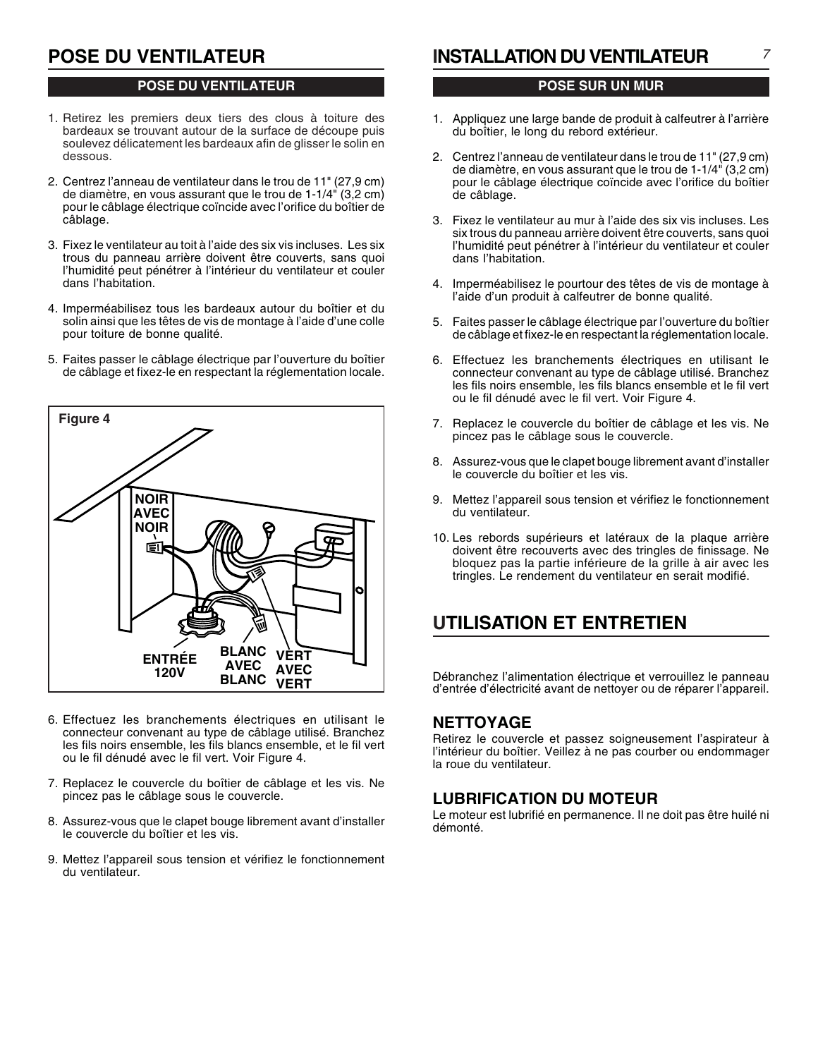# POSE DU VENTILATEUR

## POSE DU VENTILATEUR

1. Retirez les premiers deux tiers des clous à toiture des bardeaux se trouvant autour de la surface de découpe puis soulevez délicatement les bardeaux afin de glisser le solin en dessous.
2. Centrez l'anneau de ventilateur dans le trou de 11" (27,9 cm) de diamètre, en vous assurant que le trou de 1-1/4" (3,2 cm) pour le câblage électrique coïncide avec l'orifice du boîtier de câblage.
3. Fixez le ventilateur au toit à l'aide des six vis incluses. Les six trous du panneau arrière doivent être couverts, sans quoi l'humidité peut pénétrer à l'intérieur du ventilateur et couler dans l'habitation.
4. Imperméabilisez tous les bardeaux autour du boîtier et du solin ainsi que les têtes de vis de montage à l'aide d'une colle pour toiture de bonne qualité.
5. Faites passer le câblage électrique par l'ouverture du boîtier de câblage et fixez-le en respectant la réglementation locale.

Figure 4

NOIR AVEC NOIR

ENTRÉE 120V

BLANC AVEC BLANC

VERT AVEC VERT

6. Effectuez les branchements électriques en utilisant le connecteur convenant au type de câblage utilisé. Branchez les fils noirs ensemble, les fils blancs ensemble, et le fil vert ou le fil dénudé avec le fil vert. Voir Figure 4.
7. Replacez le couvercle du boîtier de câblage et les vis. Ne pincez pas le câblage sous le couvercle.
8. Assurez-vous que le clapet bouge librement avant d'installer le couvercle du boîtier et les vis.
9. Mettez l'appareil sous tension et vérifiez le fonctionnement du ventilateur.

# INSTALLATION DU VENTILATEUR

## POSE SUR UN MUR

1. Appliquez une large bande de produit à calfeutrer à l'arrière du boîtier, le long du rebord extérieur.
2. Centrez l'anneau de ventilateur dans le trou de 11" (27,9 cm) de diamètre, en vous assurant que le trou de 1-1/4" (3,2 cm) pour le câblage électrique coïncide avec l'orifice du boîtier de câblage.
3. Fixez le ventilateur au mur à l'aide des six vis incluses. Les six trous du panneau arrière doivent être couverts, sans quoi l'humidité peut pénétrer à l'intérieur du ventilateur et couler dans l'habitation.
4. Imperméabilisez le pourtour des têtes de vis de montage à l'aide d'un produit à calfeutrer de bonne qualité.
5. Faites passer le câblage électrique par l'ouverture du boîtier de câblage et fixez-le en respectant la réglementation locale.
6. Effectuez les branchements électriques en utilisant le connecteur convenant au type de câblage utilisé. Branchez les fils noirs ensemble, les fils blancs ensemble et le fil vert ou le fil dénudé avec le fil vert. Voir Figure 4.
7. Replacez le couvercle du boîtier de câblage et les vis. Ne pincez pas le câblage sous le couvercle.
8. Assurez-vous que le clapet bouge librement avant d'installer le couvercle du boîtier et les vis.
9. Mettez l'appareil sous tension et vérifiez le fonctionnement du ventilateur.
10. Les rebords supérieurs et latéraux de la plaque arrière doivent être recouverts avec des tringles de finissage. Ne bloquez pas la partie inférieure de la grille à air avec les tringles. Le rendement du ventilateur en serait modifié.

# UTILISATION ET ENTRETIEN

Débranchez l'alimentation électrique et verrouillez le panneau d'entrée d'électricité avant de nettoyer ou de réparer l'appareil.

### NETTOYAGE

Retirez le couvercle et passez soigneusement l'aspirateur à l'intérieur du boîtier. Veillez à ne pas courber ou endommager la roue du ventilateur.

### LUBRIFICATION DU MOTEUR

Le moteur est lubrifié en permanence. Il ne doit pas être huilé ni démonté.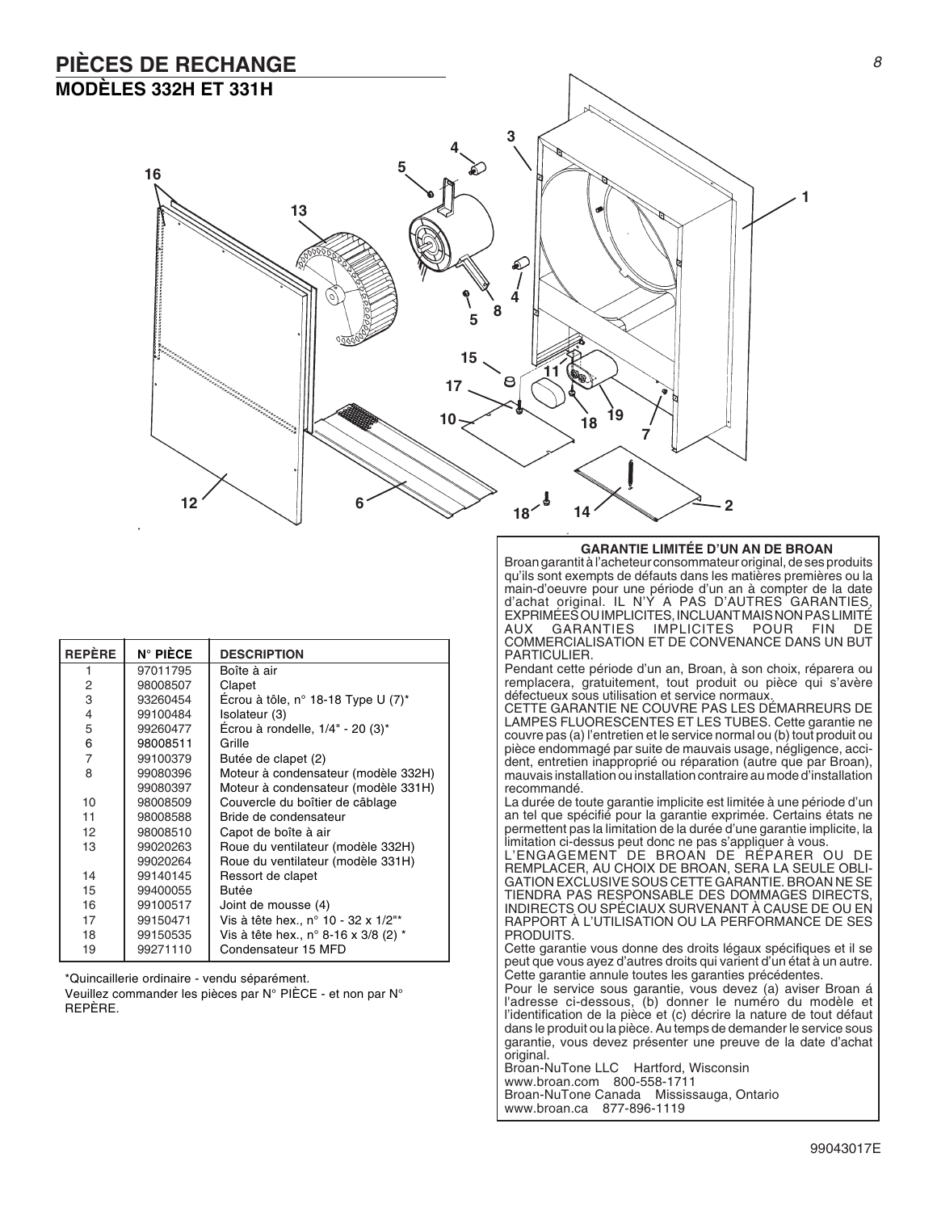# PIÈCES DE RECHANGE

## MODÈLES 332H ET 331H

| REPÈRE | N° PIÈCE | DESCRIPTION |
|---|---|---|
| 1 | 97011795 | Boîte à air |
| 2 | 98008507 | Clapet |
| 3 | 93260454 | Écrou à tôle, n° 18-18 Type U (7)* |
| 4 | 99100484 | Isolateur (3) |
| 5 | 99260477 | Écrou à rondelle, 1/4" - 20 (3)* |
| 6 | 98008511 | Grille |
| 7 | 99100379 | Butée de clapet (2) |
| 8 | 99080396 | Moteur à condensateur (modèle 332H) |
| | 99080397 | Moteur à condensateur (modèle 331H) |
| 10 | 98008509 | Couvercle du boîtier de câblage |
| 11 | 98008588 | Bride de condensateur |
| 12 | 98008510 | Capot de boîte à air |
| 13 | 99020263 | Roue du ventilateur (modèle 332H) |
| | 99020264 | Roue du ventilateur (modèle 331H) |
| 14 | 99140145 | Ressort de clapet |
| 15 | 99400055 | Butée |
| 16 | 99100517 | Joint de mousse (4) |
| 17 | 99150471 | Vis à tête hex., n° 10 - 32 x 1/2"* |
| 18 | 99150535 | Vis à tête hex., n° 8-16 x 3/8 (2) * |
| 19 | 99271110 | Condensateur 15 MFD |

*Quincaillerie ordinaire - vendu séparément.

Veuillez commander les pièces par N° PIÈCE - et non par N° REPÈRE.

### GARANTIE LIMITÉE D'UN AN DE BROAN

Broan garantit à l'acheteur consommateur original, de ses produits qu'ils sont exempts de défauts dans les matières premières ou la main-d'oeuvre pour une période d'un an à compter de la date d'achat original. IL N'Y A PAS D'AUTRES GARANTIES, EXPRIMÉES OU IMPLICITES, INCLUANT MAIS NON PAS LIMITÉ AUX GARANTIES IMPLICITES POUR FIN DE COMMERCIALISATION ET DE CONVENANCE DANS UN BUT PARTICULIER.

Pendant cette période d'un an, Broan, à son choix, réparera ou remplacera, gratuitement, tout produit ou pièce qui s'avère défectueux sous utilisation et service normaux.

CETTE GARANTIE NE COUVRE PAS LES DÉMARREURS DE LAMPES FLUORESCENTES ET LES TUBES. Cette garantie ne couvre pas (a) l'entretien et le service normal ou (b) tout produit ou pièce endommagé par suite de mauvais usage, négligence, accident, entretien inapproprié ou réparation (autre que par Broan), mauvais installation ou installation contraire au mode d'installation recommandé.

La durée de toute garantie implicite est limitée à une période d'un an tel que spécifié pour la garantie exprimée. Certains états ne permettent pas la limitation de la durée d'une garantie implicite, la limitation ci-dessus peut donc ne pas s'appliquer à vous.

L'ENGAGEMENT DE BROAN DE RÉPARER OU DE REMPLACER, AU CHOIX DE BROAN, SERA LA SEULE OBLIGATION EXCLUSIVE SOUS CETTE GARANTIE. BROAN NE SE TIENDRA PAS RESPONSABLE DES DOMMAGES DIRECTS, INDIRECTS OU SPÉCIAUX SURVENANT À CAUSE DE OU EN RAPPORT À L'UTILISATION OU LA PERFORMANCE DE SES PRODUITS.

Cette garantie vous donne des droits légaux spécifiques et il se peut que vous ayez d'autres droits qui varient d'un état à un autre. Cette garantie annule toutes les garanties précédentes.

Pour le service sous garantie, vous devez (a) aviser Broan á l'adresse ci-dessous, (b) donner le numéro du modèle et l'identification de la pièce et (c) décrire la nature de tout défaut dans le produit ou la pièce. Au temps de demander le service sous garantie, vous devez présenter une preuve de la date d'achat original.

Broan-NuTone LLC Hartford, Wisconsin
www.broan.com 800-558-1711
Broan-NuTone Canada Mississauga, Ontario
www.broan.ca 877-896-1119

99043017E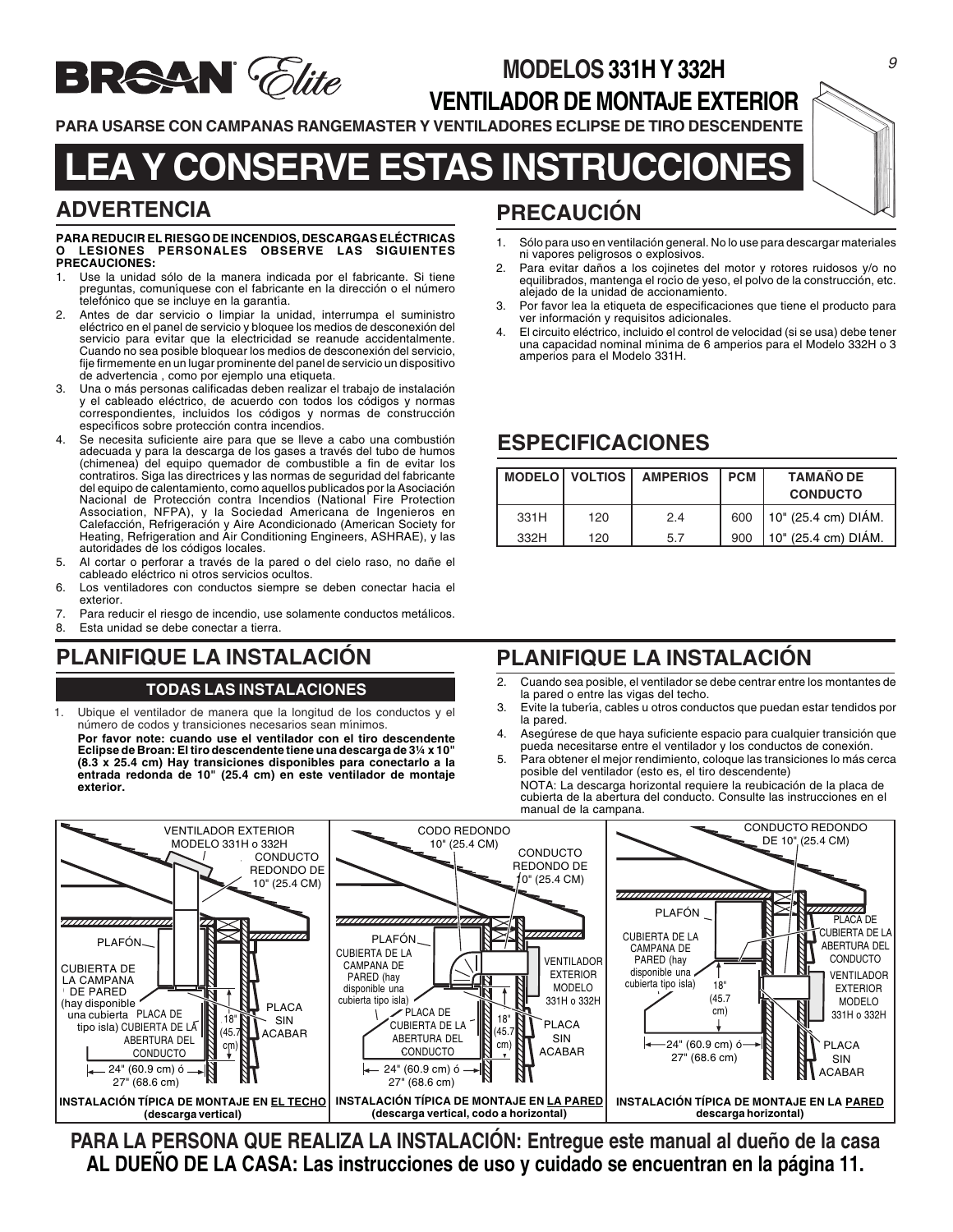# MODELOS 331H Y 332H
# VENTILADOR DE MONTAJE EXTERIOR

**PARA USARSE CON CAMPANAS RANGEMASTER Y VENTILADORES ECLIPSE DE TIRO DESCENDENTE**

# LEA Y CONSERVE ESTAS INSTRUCCIONES

## ADVERTENCIA

**PARA REDUCIR EL RIESGO DE INCENDIOS, DESCARGAS ELÉCTRICAS O LESIONES PERSONALES OBSERVE LAS SIGUIENTES PRECAUCIONES:**

1. Use la unidad sólo de la manera indicada por el fabricante. Si tiene preguntas, comuníquese con el fabricante en la dirección o el número telefónico que se incluye en la garantía.
2. Antes de dar servicio o limpiar la unidad, interrumpa el suministro eléctrico en el panel de servicio y bloquee los medios de desconexión del servicio para evitar que la electricidad se reanude accidentalmente. Cuando no sea posible bloquear los medios de desconexión del servicio, fije firmemente en un lugar prominente del panel de servicio un dispositivo de advertencia , como por ejemplo una etiqueta.
3. Una o más personas calificadas deben realizar el trabajo de instalación y el cableado eléctrico, de acuerdo con todos los códigos y normas correspondientes, incluidos los códigos y normas de construcción específicos sobre protección contra incendios.
4. Se necesita suficiente aire para que se lleve a cabo una combustión adecuada y para la descarga de los gases a través del tubo de humos (chimenea) del equipo quemador de combustible a fin de evitar los contratiros. Siga las directrices y las normas de seguridad del fabricante del equipo de calentamiento, como aquellos publicados por la Asociación Nacional de Protección contra Incendios (National Fire Protection Association, NFPA), y la Sociedad Americana de Ingenieros en Calefacción, Refrigeración y Aire Acondicionado (American Society for Heating, Refrigeration and Air Conditioning Engineers, ASHRAE), y las autoridades de los códigos locales.
5. Al cortar o perforar a través de la pared o del cielo raso, no dañe el cableado eléctrico ni otros servicios ocultos.
6. Los ventiladores con conductos siempre se deben conectar hacia el exterior.
7. Para reducir el riesgo de incendio, use solamente conductos metálicos.
8. Esta unidad se debe conectar a tierra.

## PRECAUCIÓN

1. Sólo para uso en ventilación general. No lo use para descargar materiales ni vapores peligrosos o explosivos.
2. Para evitar daños a los cojinetes del motor y rotores ruidosos y/o no equilibrados, mantenga el rocío de yeso, el polvo de la construcción, etc. alejado de la unidad de accionamiento.
3. Por favor lea la etiqueta de especificaciones que tiene el producto para ver información y requisitos adicionales.
4. El circuito eléctrico, incluido el control de velocidad (si se usa) debe tener una capacidad nominal mínima de 6 amperios para el Modelo 332H o 3 amperios para el Modelo 331H.

## ESPECIFICACIONES

| MODELO | VOLTIOS | AMPERIOS | PCM | TAMAÑO DE CONDUCTO |
|---|---|---|---|---|
| 331H | 120 | 2.4 | 600 | 10" (25.4 cm) DIÁM. |
| 332H | 120 | 5.7 | 900 | 10" (25.4 cm) DIÁM. |

## PLANIFIQUE LA INSTALACIÓN

### TODAS LAS INSTALACIONES

1. Ubique el ventilador de manera que la longitud de los conductos y el número de codos y transiciones necesarios sean mínimos.
   **Por favor note: cuando use el ventilador con el tiro descendente Eclipse de Broan: El tiro descendente tiene una descarga de 3¼ x 10" (8.3 x 25.4 cm) Hay transiciones disponibles para conectarlo a la entrada redonda de 10" (25.4 cm) en este ventilador de montaje exterior.**
2. Cuando sea posible, el ventilador se debe centrar entre los montantes de la pared o entre las vigas del techo.
3. Evite la tubería, cables u otros conductos que puedan estar tendidos por la pared.
4. Asegúrese de que haya suficiente espacio para cualquier transición que pueda necesitarse entre el ventilador y los conductos de conexión.
5. Para obtener el mejor rendimiento, coloque las transiciones lo más cerca posible del ventilador (esto es, el tiro descendente)
   NOTA: La descarga horizontal requiere la reubicación de la placa de cubierta de la abertura del conducto. Consulte las instrucciones en el manual de la campana.

VENTILADOR EXTERIOR MODELO 331H o 332H · CONDUCTO REDONDO DE 10" (25.4 CM) · PLAFÓN · CUBIERTA DE LA CAMPANA DE PARED (hay disponible una cubierta tipo isla) · PLACA DE CUBIERTA DE LA ABERTURA DEL CONDUCTO · 18" (45.7 cm) · PLACA SIN ACABAR · 24" (60.9 cm) ó 27" (68.6 cm)

**INSTALACIÓN TÍPICA DE MONTAJE EN EL TECHO (descarga vertical)**

CODO REDONDO 10" (25.4 CM) · CONDUCTO REDONDO DE 10" (25.4 CM) · PLAFÓN · CUBIERTA DE LA CAMPANA DE PARED (hay disponible una cubierta tipo isla) · VENTILADOR EXTERIOR MODELO 331H o 332H · PLACA DE CUBIERTA DE LA ABERTURA DEL CONDUCTO · 18" (45.7 cm) · PLACA SIN ACABAR · 24" (60.9 cm) ó 27" (68.6 cm)

**INSTALACIÓN TÍPICA DE MONTAJE EN LA PARED (descarga vertical, codo a horizontal)**

CONDUCTO REDONDO DE 10" (25.4 CM) · PLAFÓN · CUBIERTA DE LA CAMPANA DE PARED (hay disponible una cubierta tipo isla) · PLACA DE CUBIERTA DE LA ABERTURA DEL CONDUCTO · VENTILADOR EXTERIOR MODELO 331H o 332H · 18" (45.7 cm) · 24" (60.9 cm) ó 27" (68.6 cm) · PLACA SIN ACABAR

**INSTALACIÓN TÍPICA DE MONTAJE EN LA PARED descarga horizontal)**

**PARA LA PERSONA QUE REALIZA LA INSTALACIÓN: Entregue este manual al dueño de la casa**
**AL DUEÑO DE LA CASA: Las instrucciones de uso y cuidado se encuentran en la página 11.**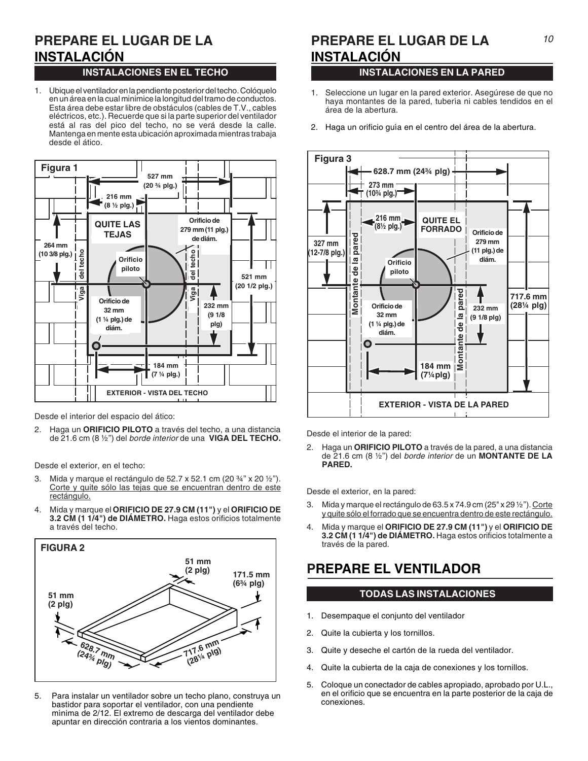# PREPARE EL LUGAR DE LA INSTALACIÓN

## INSTALACIONES EN EL TECHO

1. Ubique el ventilador en la pendiente posterior del techo. Colóquelo en un área en la cual minimice la longitud del tramo de conductos. Esta área debe estar libre de obstáculos (cables de T.V., cables eléctricos, etc.). Recuerde que si la parte superior del ventilador está al ras del pico del techo, no se verá desde la calle. Mantenga en mente esta ubicación aproximada mientras trabaja desde el ático.

Figura 1

Desde el interior del espacio del ático:

2. Haga un **ORIFICIO PILOTO** a través del techo, a una distancia de 21.6 cm (8 ½") del *borde interior* de una **VIGA DEL TECHO.**

Desde el exterior, en el techo:

3. Mida y marque el rectángulo de 52.7 x 52.1 cm (20 ¾" x 20 ½"). Corte y quite sólo las tejas que se encuentran dentro de este rectángulo.
4. Mida y marque el **ORIFICIO DE 27.9 CM (11")** y el **ORIFICIO DE 3.2 CM (1 1/4") de DIÁMETRO.** Haga estos orificios totalmente a través del techo.

FIGURA 2

5. Para instalar un ventilador sobre un techo plano, construya un bastidor para soportar el ventilador, con una pendiente mínima de 2/12. El extremo de descarga del ventilador debe apuntar en dirección contraria a los vientos dominantes.

# PREPARE EL LUGAR DE LA INSTALACIÓN

## INSTALACIONES EN LA PARED

1. Seleccione un lugar en la pared exterior. Asegúrese de que no haya montantes de la pared, tubería ni cables tendidos en el área de la abertura.
2. Haga un orificio guía en el centro del área de la abertura.

Figura 3

Desde el interior de la pared:

2. Haga un **ORIFICIO PILOTO** a través de la pared, a una distancia de 21.6 cm (8 ½") del *borde interior* de un **MONTANTE DE LA PARED.**

Desde el exterior, en la pared:

3. Mida y marque el rectángulo de 63.5 x 74.9 cm (25" x 29 ½"). Corte y quite sólo el forrado que se encuentra dentro de este rectángulo.
4. Mida y marque el **ORIFICIO DE 27.9 CM (11")** y el **ORIFICIO DE 3.2 CM (1 1/4") de DIÁMETRO.** Haga estos orificios totalmente a través de la pared.

# PREPARE EL VENTILADOR

## TODAS LAS INSTALACIONES

1. Desempaque el conjunto del ventilador
2. Quite la cubierta y los tornillos.
3. Quite y deseche el cartón de la rueda del ventilador.
4. Quite la cubierta de la caja de conexiones y los tornillos.
5. Coloque un conectador de cables apropiado, aprobado por U.L., en el orificio que se encuentra en la parte posterior de la caja de conexiones.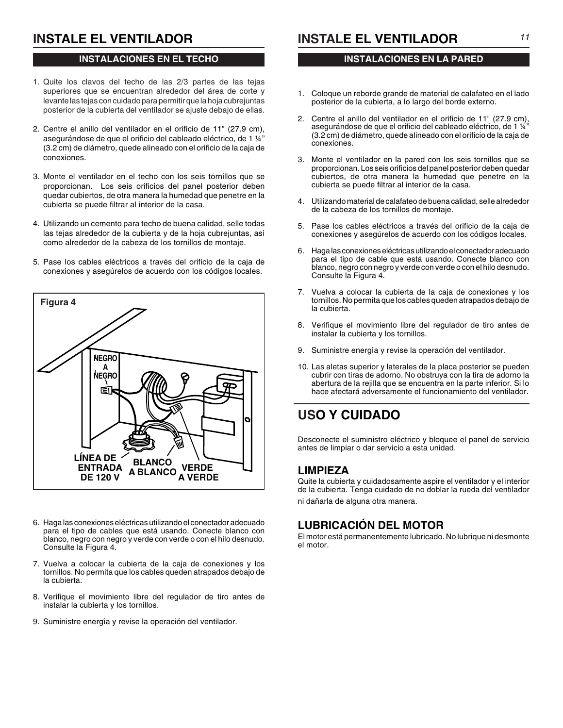# INSTALE EL VENTILADOR

## INSTALACIONES EN EL TECHO

1. Quite los clavos del techo de las 2/3 partes de las tejas superiores que se encuentran alrededor del área de corte y levante las tejas con cuidado para permitir que la hoja cubrejuntas posterior de la cubierta del ventilador se ajuste debajo de ellas.

2. Centre el anillo del ventilador en el orificio de 11" (27.9 cm), asegurándose de que el orificio del cableado eléctrico, de 1 ¼" (3.2 cm) de diámetro, quede alineado con el orificio de la caja de conexiones.

3. Monte el ventilador en el techo con los seis tornillos que se proporcionan. Los seis orificios del panel posterior deben quedar cubiertos, de otra manera la humedad que penetre en la cubierta se puede filtrar al interior de la casa.

4. Utilizando un cemento para techo de buena calidad, selle todas las tejas alrededor de la cubierta y de la hoja cubrejuntas, así como alrededor de la cabeza de los tornillos de montaje.

5. Pase los cables eléctricos a través del orificio de la caja de conexiones y asegúrelos de acuerdo con los códigos locales.

**Figura 4**

NEGRO A NEGRO

LÍNEA DE ENTRADA DE 120 V

BLANCO A BLANCO

VERDE A VERDE

6. Haga las conexiones eléctricas utilizando el conectador adecuado para el tipo de cables que está usando. Conecte blanco con blanco, negro con negro y verde con verde o con el hilo desnudo. Consulte la Figura 4.

7. Vuelva a colocar la cubierta de la caja de conexiones y los tornillos. No permita que los cables queden atrapados debajo de la cubierta.

8. Verifique el movimiento libre del regulador de tiro antes de instalar la cubierta y los tornillos.

9. Suministre energía y revise la operación del ventilador.

# INSTALE EL VENTILADOR

## INSTALACIONES EN LA PARED

1. Coloque un reborde grande de material de calafateo en el lado posterior de la cubierta, a lo largo del borde externo.

2. Centre el anillo del ventilador en el orificio de 11" (27.9 cm), asegurándose de que el orificio del cableado eléctrico, de 1 ¼" (3.2 cm) de diámetro, quede alineado con el orificio de la caja de conexiones.

3. Monte el ventilador en la pared con los seis tornillos que se proporcionan. Los seis orificios del panel posterior deben quedar cubiertos, de otra manera la humedad que penetre en la cubierta se puede filtrar al interior de la casa.

4. Utilizando material de calafateo de buena calidad, selle alrededor de la cabeza de los tornillos de montaje.

5. Pase los cables eléctricos a través del orificio de la caja de conexiones y asegúrelos de acuerdo con los códigos locales.

6. Haga las conexiones eléctricas utilizando el conectador adecuado para el tipo de cable que está usando. Conecte blanco con blanco, negro con negro y verde con verde o con el hilo desnudo. Consulte la Figura 4.

7. Vuelva a colocar la cubierta de la caja de conexiones y los tornillos. No permita que los cables queden atrapados debajo de la cubierta.

8. Verifique el movimiento libre del regulador de tiro antes de instalar la cubierta y los tornillos.

9. Suministre energía y revise la operación del ventilador.

10. Las aletas superior y laterales de la placa posterior se pueden cubrir con tiras de adorno. No obstruya con la tira de adorno la abertura de la rejilla que se encuentra en la parte inferior. Si lo hace afectará adversamente el funcionamiento del ventilador.

# USO Y CUIDADO

Desconecte el suministro eléctrico y bloquee el panel de servicio antes de limpiar o dar servicio a esta unidad.

## LIMPIEZA

Quite la cubierta y cuidadosamente aspire el ventilador y el interior de la cubierta. Tenga cuidado de no doblar la rueda del ventilador ni dañarla de alguna otra manera.

## LUBRICACIÓN DEL MOTOR

El motor está permanentemente lubricado. No lubrique ni desmonte el motor.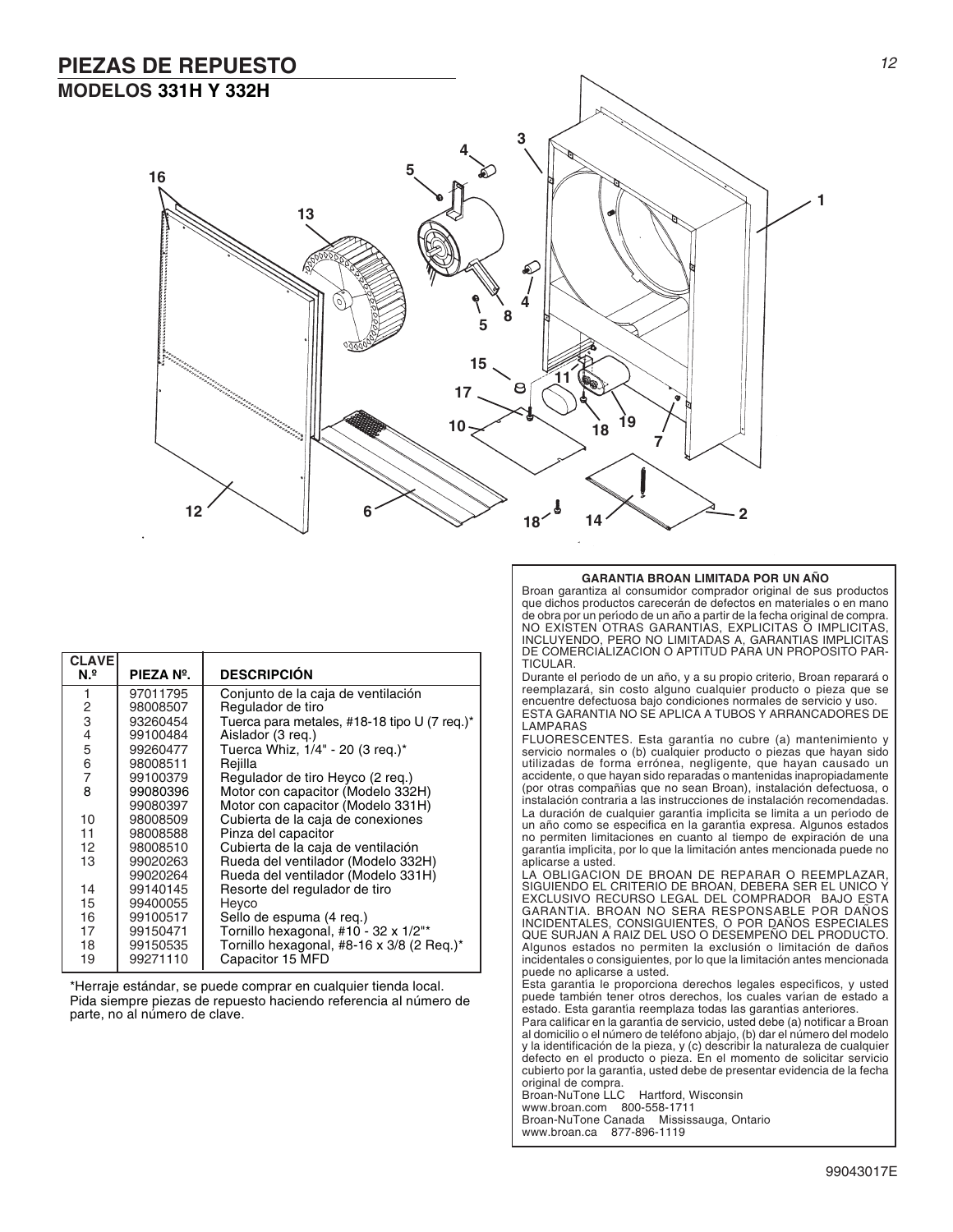# PIEZAS DE REPUESTO

## MODELOS 331H Y 332H

1
2
3
4
5
6
7
8
10
11
12
13
14
15
16
17
18
19

| CLAVE N.º | PIEZA Nº. | DESCRIPCIÓN |
|---|---|---|
| 1 | 97011795 | Conjunto de la caja de ventilación |
| 2 | 98008507 | Regulador de tiro |
| 3 | 93260454 | Tuerca para metales, #18-18 tipo U (7 req.)* |
| 4 | 99100484 | Aislador (3 req.) |
| 5 | 99260477 | Tuerca Whiz, 1/4" - 20 (3 req.)* |
| 6 | 98008511 | Rejilla |
| 7 | 99100379 | Regulador de tiro Heyco (2 req.) |
| 8 | 99080396 | Motor con capacitor (Modelo 332H) |
| | 99080397 | Motor con capacitor (Modelo 331H) |
| 10 | 98008509 | Cubierta de la caja de conexiones |
| 11 | 98008588 | Pinza del capacitor |
| 12 | 98008510 | Cubierta de la caja de ventilación |
| 13 | 99020263 | Rueda del ventilador (Modelo 332H) |
| | 99020264 | Rueda del ventilador (Modelo 331H) |
| 14 | 99140145 | Resorte del regulador de tiro |
| 15 | 99400055 | Heyco |
| 16 | 99100517 | Sello de espuma (4 req.) |
| 17 | 99150471 | Tornillo hexagonal, #10 - 32 x 1/2"* |
| 18 | 99150535 | Tornillo hexagonal, #8-16 x 3/8 (2 Req.)* |
| 19 | 99271110 | Capacitor 15 MFD |

*Herraje estándar, se puede comprar en cualquier tienda local.
Pida siempre piezas de repuesto haciendo referencia al número de parte, no al número de clave.

**GARANTIA BROAN LIMITADA POR UN AÑO**

Broan garantiza al consumidor comprador original de sus productos que dichos productos carecerán de defectos en materiales o en mano de obra por un período de un año a partir de la fecha original de compra. NO EXISTEN OTRAS GARANTIAS, EXPLICITAS O IMPLICITAS, INCLUYENDO, PERO NO LIMITADAS A, GARANTIAS IMPLICITAS DE COMERCIALIZACION O APTITUD PARA UN PROPOSITO PARTICULAR.

Durante el período de un año, y a su propio criterio, Broan reparará o reemplazará, sin costo alguno cualquier producto o pieza que se encuentre defectuosa bajo condiciones normales de servicio y uso.

ESTA GARANTIA NO SE APLICA A TUBOS Y ARRANCADORES DE LAMPARAS FLUORESCENTES. Esta garantía no cubre (a) mantenimiento y servicio normales o (b) cualquier producto o piezas que hayan sido utilizadas de forma errónea, negligente, que hayan causado un accidente, o que hayan sido reparadas o mantenidas inapropiadamente (por otras compañías que no sean Broan), instalación defectuosa, o instalación contraria a las instrucciones de instalación recomendadas.

La duración de cualquier garantía implícita se limita a un período de un año como se especifica en la garantía expresa. Algunos estados no permiten limitaciones en cuanto al tiempo de expiración de una garantía implícita, por lo que la limitación antes mencionada puede no aplicarse a usted.

LA OBLIGACION DE BROAN DE REPARAR O REEMPLAZAR, SIGUIENDO EL CRITERIO DE BROAN, DEBERA SER EL UNICO Y EXCLUSIVO RECURSO LEGAL DEL COMPRADOR BAJO ESTA GARANTIA. BROAN NO SERA RESPONSABLE POR DAÑOS INCIDENTALES, CONSIGUIENTES, O POR DAÑOS ESPECIALES QUE SURJAN A RAIZ DEL USO O DESEMPEÑO DEL PRODUCTO. Algunos estados no permiten la exclusión o limitación de daños incidentales o consiguientes, por lo que la limitación antes mencionada puede no aplicarse a usted.

Esta garantía le proporciona derechos legales específicos, y usted puede también tener otros derechos, los cuales varían de estado a estado. Esta garantía reemplaza todas las garantías anteriores.

Para calificar en la garantía de servicio, usted debe (a) notificar a Broan al domicilio o el número de teléfono abajo, (b) dar el número del modelo y la identificación de la pieza, y (c) describir la naturaleza de cualquier defecto en el producto o pieza. En el momento de solicitar servicio cubierto por la garantía, usted debe de presentar evidencia de la fecha original de compra.

Broan-NuTone LLC Hartford, Wisconsin
www.broan.com 800-558-1711
Broan-NuTone Canada Mississauga, Ontario
www.broan.ca 877-896-1119

99043017E